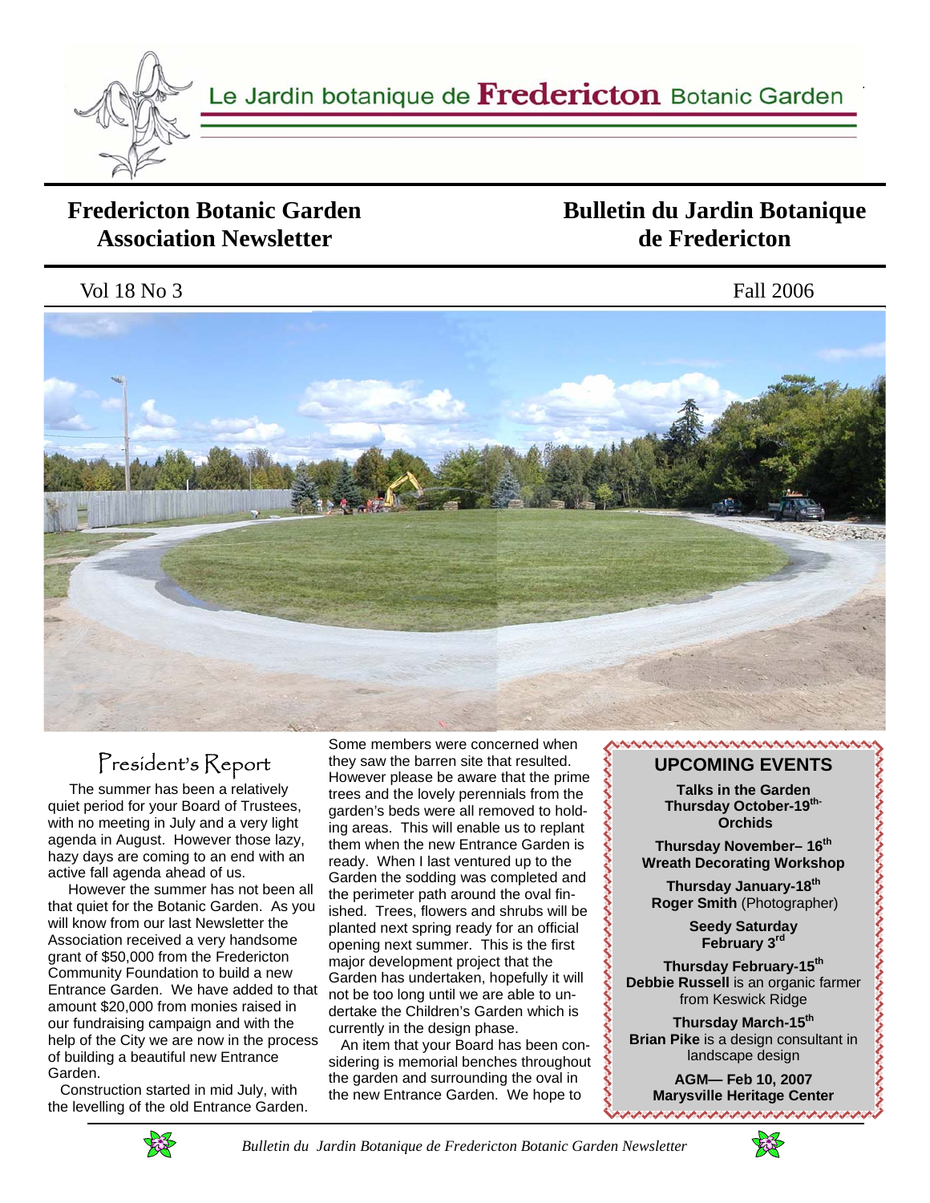Le Jardin botanique de **Fredericton** Botanic Garden

# Fredericton Botanic Garden Association Newsletter

# Bulletin du Jardin Botanique de Fredericton

Vol 18 No 3

Fall 2006

## President's Report

The summer has been a relatively quiet period for your Board of Trustees, with no meeting in July and a very light agenda in August. However those lazy, hazy days are coming to an end with an active fall agenda ahead of us.

However the summer has not been all that quiet for the Botanic Garden. As you will know from our last Newsletter the Association received a very handsome grant of $50,000 from the Fredericton Community Foundation to build a new Entrance Garden. We have added to that amount $20,000 from monies raised in our fundraising campaign and with the help of the City we are now in the process of building a beautiful new Entrance Garden.

Construction started in mid July, with the levelling of the old Entrance Garden. Some members were concerned when they saw the barren site that resulted. However please be aware that the prime trees and the lovely perennials from the garden's beds were all removed to holding areas. This will enable us to replant them when the new Entrance Garden is ready. When I last ventured up to the Garden the sodding was completed and the perimeter path around the oval finished. Trees, flowers and shrubs will be planted next spring ready for an official opening next summer. This is the first major development project that the Garden has undertaken, hopefully it will not be too long until we are able to undertake the Children's Garden which is currently in the design phase.

An item that your Board has been considering is memorial benches throughout the garden and surrounding the oval in the new Entrance Garden. We hope to

## UPCOMING EVENTS

**Talks in the Garden**
**Thursday October-19th-**
**Orchids**

**Thursday November– 16th**
**Wreath Decorating Workshop**

**Thursday January-18th**
**Roger Smith** (Photographer)

**Seedy Saturday**
**February 3rd**

**Thursday February-15th**
**Debbie Russell** is an organic farmer from Keswick Ridge

**Thursday March-15th**
**Brian Pike** is a design consultant in landscape design

**AGM— Feb 10, 2007**
**Marysville Heritage Center**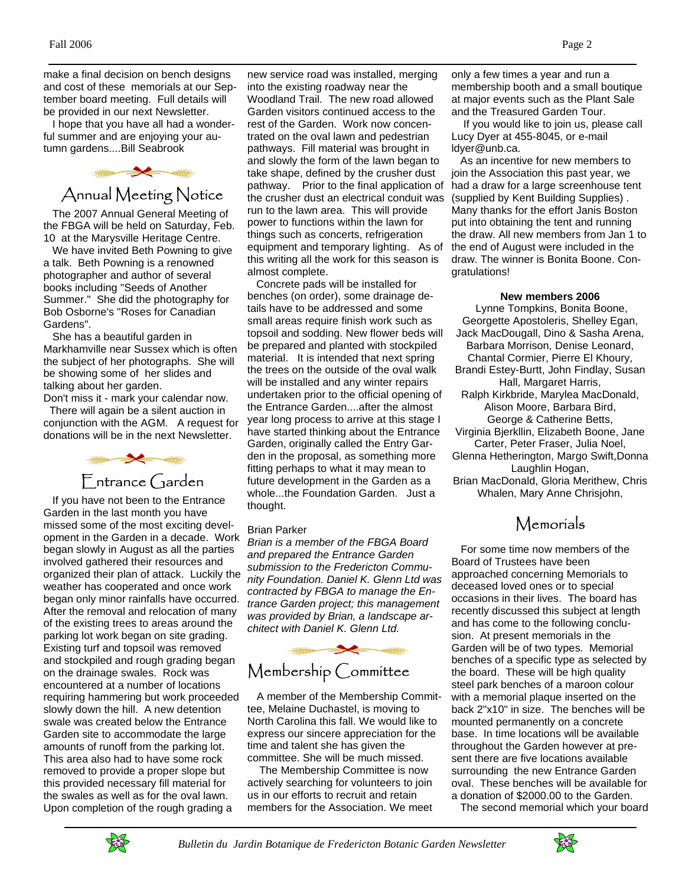make a final decision on bench designs and cost of these memorials at our September board meeting. Full details will be provided in our next Newsletter.

I hope that you have all had a wonderful summer and are enjoying your autumn gardens....Bill Seabrook

## Annual Meeting Notice

The 2007 Annual General Meeting of the FBGA will be held on Saturday, Feb. 10 at the Marysville Heritage Centre.

We have invited Beth Powning to give a talk. Beth Powning is a renowned photographer and author of several books including "Seeds of Another Summer." She did the photography for Bob Osborne's "Roses for Canadian Gardens".

She has a beautiful garden in Markhamville near Sussex which is often the subject of her photographs. She will be showing some of her slides and talking about her garden.

Don't miss it - mark your calendar now.

There will again be a silent auction in conjunction with the AGM. A request for donations will be in the next Newsletter.

## Entrance Garden

If you have not been to the Entrance Garden in the last month you have missed some of the most exciting development in the Garden in a decade. Work began slowly in August as all the parties involved gathered their resources and organized their plan of attack. Luckily the weather has cooperated and once work began only minor rainfalls have occurred. After the removal and relocation of many of the existing trees to areas around the parking lot work began on site grading. Existing turf and topsoil was removed and stockpiled and rough grading began on the drainage swales. Rock was encountered at a number of locations requiring hammering but work proceeded slowly down the hill. A new detention swale was created below the Entrance Garden site to accommodate the large amounts of runoff from the parking lot. This area also had to have some rock removed to provide a proper slope but this provided necessary fill material for the swales as well as for the oval lawn. Upon completion of the rough grading a new service road was installed, merging into the existing roadway near the Woodland Trail. The new road allowed Garden visitors continued access to the rest of the Garden. Work now concentrated on the oval lawn and pedestrian pathways. Fill material was brought in and slowly the form of the lawn began to take shape, defined by the crusher dust pathway. Prior to the final application of the crusher dust an electrical conduit was run to the lawn area. This will provide power to functions within the lawn for things such as concerts, refrigeration equipment and temporary lighting. As of this writing all the work for this season is almost complete.

Concrete pads will be installed for benches (on order), some drainage details have to be addressed and some small areas require finish work such as topsoil and sodding. New flower beds will be prepared and planted with stockpiled material. It is intended that next spring the trees on the outside of the oval walk will be installed and any winter repairs undertaken prior to the official opening of the Entrance Garden....after the almost year long process to arrive at this stage I have started thinking about the Entrance Garden, originally called the Entry Garden in the proposal, as something more fitting perhaps to what it may mean to future development in the Garden as a whole...the Foundation Garden. Just a thought.

Brian Parker

*Brian is a member of the FBGA Board and prepared the Entrance Garden submission to the Fredericton Community Foundation. Daniel K. Glenn Ltd was contracted by FBGA to manage the Entrance Garden project; this management was provided by Brian, a landscape architect with Daniel K. Glenn Ltd.*

## Membership Committee

A member of the Membership Committee, Melaine Duchastel, is moving to North Carolina this fall. We would like to express our sincere appreciation for the time and talent she has given the committee. She will be much missed.

The Membership Committee is now actively searching for volunteers to join us in our efforts to recruit and retain members for the Association. We meet only a few times a year and run a membership booth and a small boutique at major events such as the Plant Sale and the Treasured Garden Tour.

If you would like to join us, please call Lucy Dyer at 455-8045, or e-mail ldyer@unb.ca.

As an incentive for new members to join the Association this past year, we had a draw for a large screenhouse tent (supplied by Kent Building Supplies) . Many thanks for the effort Janis Boston put into obtaining the tent and running the draw. All new members from Jan 1 to the end of August were included in the draw. The winner is Bonita Boone. Congratulations!

**New members 2006**

Lynne Tompkins, Bonita Boone, Georgette Apostoleris, Shelley Egan, Jack MacDougall, Dino & Sasha Arena, Barbara Morrison, Denise Leonard, Chantal Cormier, Pierre El Khoury, Brandi Estey-Burtt, John Findlay, Susan Hall, Margaret Harris, Ralph Kirkbride, Marylea MacDonald, Alison Moore, Barbara Bird, George & Catherine Betts, Virginia Bjerkllin, Elizabeth Boone, Jane Carter, Peter Fraser, Julia Noel, Glenna Hetherington, Margo Swift,Donna Laughlin Hogan, Brian MacDonald, Gloria Merithew, Chris Whalen, Mary Anne Chrisjohn,

## Memorials

For some time now members of the Board of Trustees have been approached concerning Memorials to deceased loved ones or to special occasions in their lives. The board has recently discussed this subject at length and has come to the following conclusion. At present memorials in the Garden will be of two types. Memorial benches of a specific type as selected by the board. These will be high quality steel park benches of a maroon colour with a memorial plaque inserted on the back 2"x10" in size. The benches will be mounted permanently on a concrete base. In time locations will be available throughout the Garden however at present there are five locations available surrounding the new Entrance Garden oval. These benches will be available for a donation of $2000.00 to the Garden.

The second memorial which your board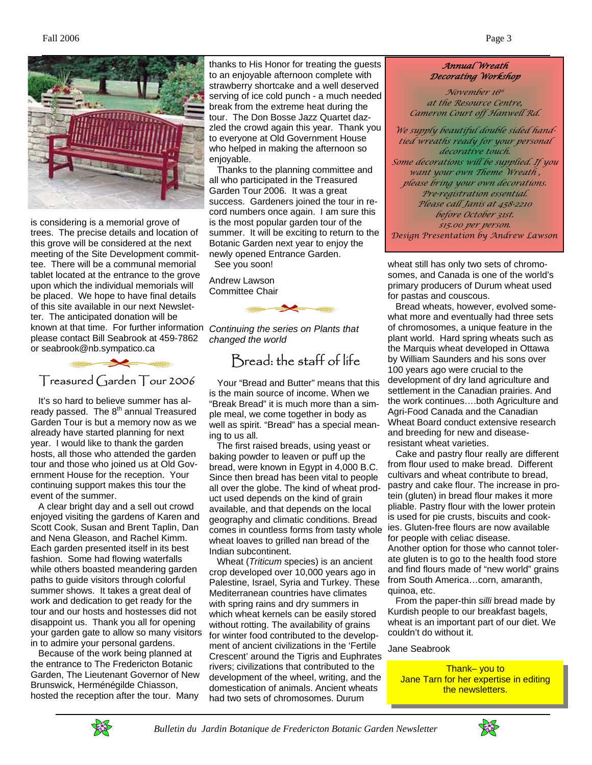is considering is a memorial grove of trees. The precise details and location of this grove will be considered at the next meeting of the Site Development committee. There will be a communal memorial tablet located at the entrance to the grove upon which the individual memorials will be placed. We hope to have final details of this site available in our next Newsletter. The anticipated donation will be known at that time. For further information please contact Bill Seabrook at 459-7862 or seabrook@nb.sympatico.ca

## Treasured Garden Tour 2006

It's so hard to believe summer has already passed. The 8th annual Treasured Garden Tour is but a memory now as we already have started planning for next year. I would like to thank the garden hosts, all those who attended the garden tour and those who joined us at Old Government House for the reception. Your continuing support makes this tour the event of the summer.

A clear bright day and a sell out crowd enjoyed visiting the gardens of Karen and Scott Cook, Susan and Brent Taplin, Dan and Nena Gleason, and Rachel Kimm. Each garden presented itself in its best fashion. Some had flowing waterfalls while others boasted meandering garden paths to guide visitors through colorful summer shows. It takes a great deal of work and dedication to get ready for the tour and our hosts and hostesses did not disappoint us. Thank you all for opening your garden gate to allow so many visitors in to admire your personal gardens.

Because of the work being planned at the entrance to The Fredericton Botanic Garden, The Lieutenant Governor of New Brunswick, Herménégilde Chiasson, hosted the reception after the tour. Many thanks to His Honor for treating the guests to an enjoyable afternoon complete with strawberry shortcake and a well deserved serving of ice cold punch - a much needed break from the extreme heat during the tour. The Don Bosse Jazz Quartet dazzled the crowd again this year. Thank you to everyone at Old Government House who helped in making the afternoon so enjoyable.

Thanks to the planning committee and all who participated in the Treasured Garden Tour 2006. It was a great success. Gardeners joined the tour in record numbers once again. I am sure this is the most popular garden tour of the summer. It will be exciting to return to the Botanic Garden next year to enjoy the newly opened Entrance Garden.
See you soon!

Andrew Lawson
Committee Chair

*Continuing the series on Plants that changed the world*

## Bread: the staff of life

Your "Bread and Butter" means that this is the main source of income. When we "Break Bread" it is much more than a simple meal, we come together in body as well as spirit. "Bread" has a special meaning to us all.

The first raised breads, using yeast or baking powder to leaven or puff up the bread, were known in Egypt in 4,000 B.C. Since then bread has been vital to people all over the globe. The kind of wheat product used depends on the kind of grain available, and that depends on the local geography and climatic conditions. Bread comes in countless forms from tasty whole wheat loaves to grilled nan bread of the Indian subcontinent.

Wheat (*Triticum* species) is an ancient crop developed over 10,000 years ago in Palestine, Israel, Syria and Turkey. These Mediterranean countries have climates with spring rains and dry summers in which wheat kernels can be easily stored without rotting. The availability of grains for winter food contributed to the development of ancient civilizations in the 'Fertile Crescent' around the Tigris and Euphrates rivers; civilizations that contributed to the development of the wheel, writing, and the domestication of animals. Ancient wheats had two sets of chromosomes. Durum wheat still has only two sets of chromosomes, and Canada is one of the world's primary producers of Durum wheat used for pastas and couscous.

Bread wheats, however, evolved somewhat more and eventually had three sets of chromosomes, a unique feature in the plant world. Hard spring wheats such as the Marquis wheat developed in Ottawa by William Saunders and his sons over 100 years ago were crucial to the development of dry land agriculture and settlement in the Canadian prairies. And the work continues….both Agriculture and Agri-Food Canada and the Canadian Wheat Board conduct extensive research and breeding for new and disease-resistant wheat varieties.

Cake and pastry flour really are different from flour used to make bread. Different cultivars and wheat contribute to bread, pastry and cake flour. The increase in protein (gluten) in bread flour makes it more pliable. Pastry flour with the lower protein is used for pie crusts, biscuits and cookies. Gluten-free flours are now available for people with celiac disease.
Another option for those who cannot tolerate gluten is to go to the health food store and find flours made of "new world" grains from South America…corn, amaranth, quinoa, etc.

From the paper-thin *silli* bread made by Kurdish people to our breakfast bagels, wheat is an important part of our diet. We couldn't do without it.

Jane Seabrook

### *Annual Wreath Decorating Workshop*

*November 16th*
*at the Resource Centre,*
*Cameron Court off Hanwell Rd.*

*We supply beautiful double sided hand-tied wreaths ready for your personal decorative touch.*
*Some decorations will be supplied. If you want your own Theme Wreath, please bring your own decorations.*
*Pre-registration essential.*
*Please call Janis at 458-2210 before October 31st.*
*$15.00 per person.*
*Design Presentation by Andrew Lawson*

Thank– you to
Jane Tarn for her expertise in editing the newsletters.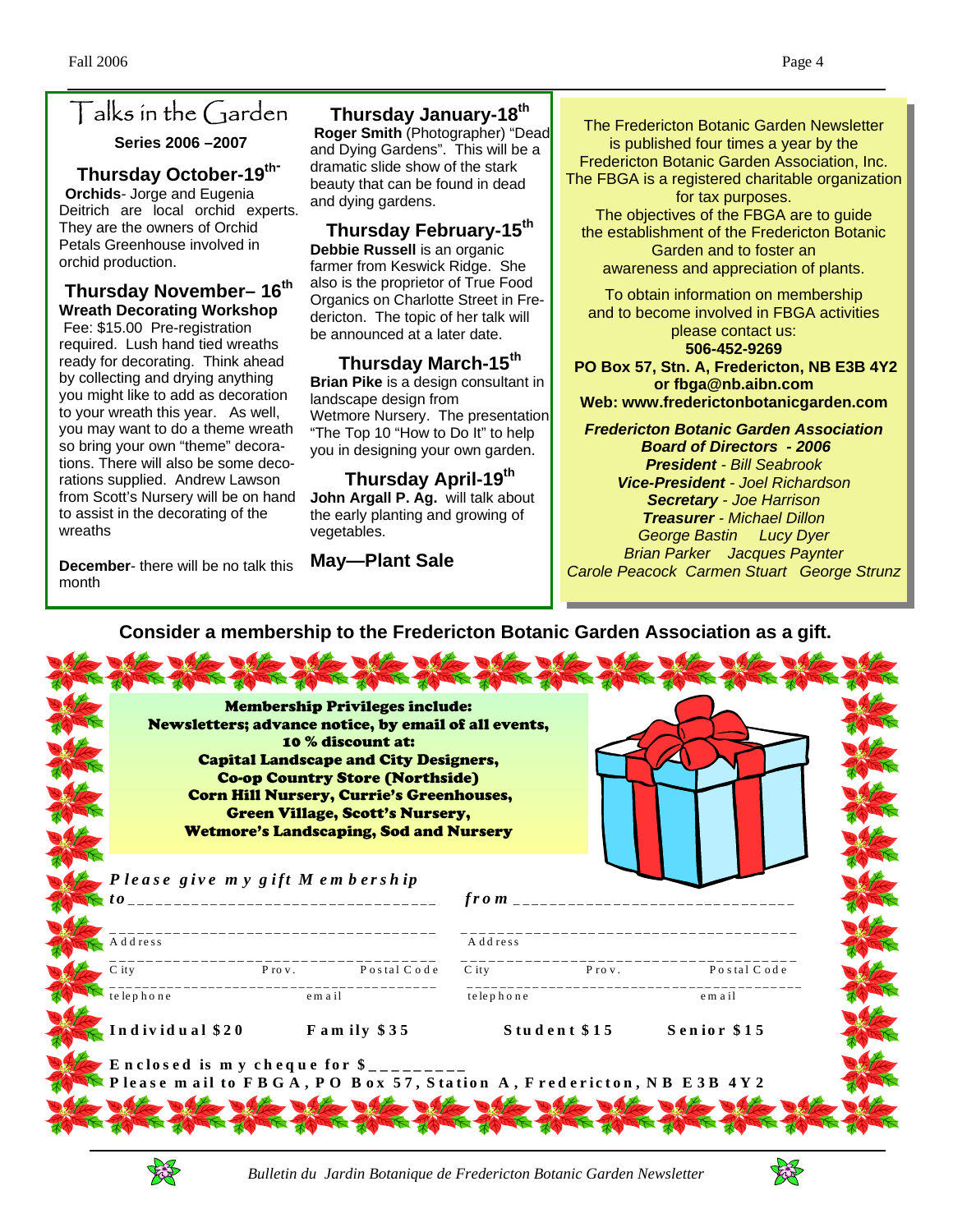# Talks in the Garden

**Series 2006 –2007**

### Thursday October-19th-

**Orchids**- Jorge and Eugenia Deitrich are local orchid experts. They are the owners of Orchid Petals Greenhouse involved in orchid production.

### Thursday November– 16th

**Wreath Decorating Workshop**

Fee: $15.00 Pre-registration required. Lush hand tied wreaths ready for decorating. Think ahead by collecting and drying anything you might like to add as decoration to your wreath this year. As well, you may want to do a theme wreath so bring your own "theme" decorations. There will also be some decorations supplied. Andrew Lawson from Scott's Nursery will be on hand to assist in the decorating of the wreaths

**December**- there will be no talk this month

### Thursday January-18th

**Roger Smith** (Photographer) "Dead and Dying Gardens". This will be a dramatic slide show of the stark beauty that can be found in dead and dying gardens.

### Thursday February-15th

**Debbie Russell** is an organic farmer from Keswick Ridge. She also is the proprietor of True Food Organics on Charlotte Street in Fredericton. The topic of her talk will be announced at a later date.

### Thursday March-15th

**Brian Pike** is a design consultant in landscape design from Wetmore Nursery. The presentation "The Top 10 "How to Do It" to help you in designing your own garden.

### Thursday April-19th

**John Argall P. Ag.** will talk about the early planting and growing of vegetables.

### May—Plant Sale

The Fredericton Botanic Garden Newsletter is published four times a year by the Fredericton Botanic Garden Association, Inc. The FBGA is a registered charitable organization for tax purposes.
The objectives of the FBGA are to guide the establishment of the Fredericton Botanic Garden and to foster an awareness and appreciation of plants.

To obtain information on membership and to become involved in FBGA activities please contact us:
**506-452-9269**
**PO Box 57, Stn. A, Fredericton, NB E3B 4Y2**
**or fbga@nb.aibn.com**
**Web: www.frederictonbotanicgarden.com**

***Fredericton Botanic Garden Association***
***Board of Directors - 2006***
***President*** *- Bill Seabrook*
***Vice-President*** *- Joel Richardson*
***Secretary*** *- Joe Harrison*
***Treasurer*** *- Michael Dillon*
*George Bastin Lucy Dyer*
*Brian Parker Jacques Paynter*
*Carole Peacock Carmen Stuart George Strunz*

**Consider a membership to the Fredericton Botanic Garden Association as a gift.**

**Membership Privileges include:**
**Newsletters; advance notice, by email of all events,**
**10 % discount at:**
**Capital Landscape and City Designers,**
**Co-op Country Store (Northside)**
**Corn Hill Nursery, Currie's Greenhouses,**
**Green Village, Scott's Nursery,**
**Wetmore's Landscaping, Sod and Nursery**

***Please give my gift Membership***

***to*** ________________________________ ***from*** ________________________________

________________________________ ________________________________
Address Address

________________________________ ________________________________
City Prov. Postal Code City Prov. Postal Code

________________________________ ________________________________
telephone email telephone email

**Individual $20 Family $35 Student $15 Senior $15**

**Enclosed is my cheque for $_________**
**Please mail to FBGA, PO Box 57, Station A, Fredericton, NB E3B 4Y2**

*Bulletin du Jardin Botanique de Fredericton Botanic Garden Newsletter*